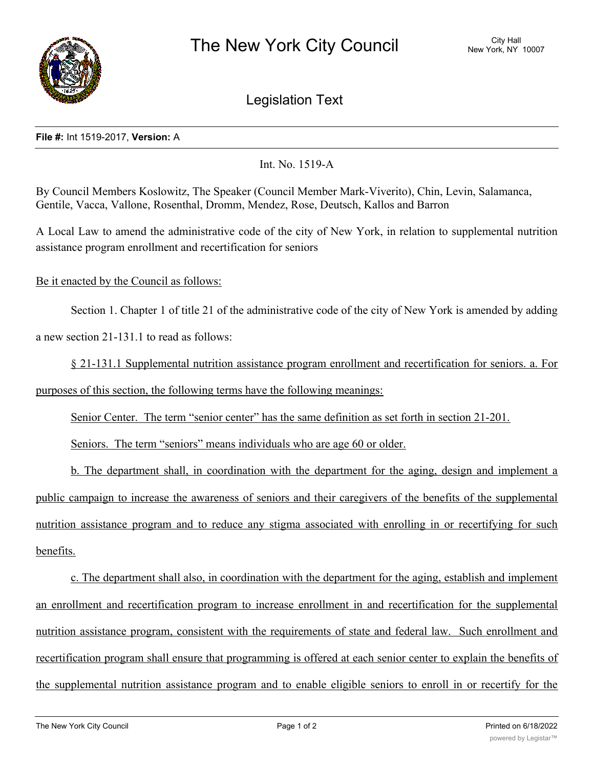# The New York City Council

City Hall
New York, NY 10007

## Legislation Text

**File #:** Int 1519-2017, **Version:** A

Int. No. 1519-A

By Council Members Koslowitz, The Speaker (Council Member Mark-Viverito), Chin, Levin, Salamanca, Gentile, Vacca, Vallone, Rosenthal, Dromm, Mendez, Rose, Deutsch, Kallos and Barron

A Local Law to amend the administrative code of the city of New York, in relation to supplemental nutrition assistance program enrollment and recertification for seniors

Be it enacted by the Council as follows:

Section 1. Chapter 1 of title 21 of the administrative code of the city of New York is amended by adding a new section 21-131.1 to read as follows:

§ 21-131.1 Supplemental nutrition assistance program enrollment and recertification for seniors. a. For purposes of this section, the following terms have the following meanings:

Senior Center. The term "senior center" has the same definition as set forth in section 21-201.

Seniors. The term "seniors" means individuals who are age 60 or older.

b. The department shall, in coordination with the department for the aging, design and implement a public campaign to increase the awareness of seniors and their caregivers of the benefits of the supplemental nutrition assistance program and to reduce any stigma associated with enrolling in or recertifying for such benefits.

c. The department shall also, in coordination with the department for the aging, establish and implement an enrollment and recertification program to increase enrollment in and recertification for the supplemental nutrition assistance program, consistent with the requirements of state and federal law. Such enrollment and recertification program shall ensure that programming is offered at each senior center to explain the benefits of the supplemental nutrition assistance program and to enable eligible seniors to enroll in or recertify for the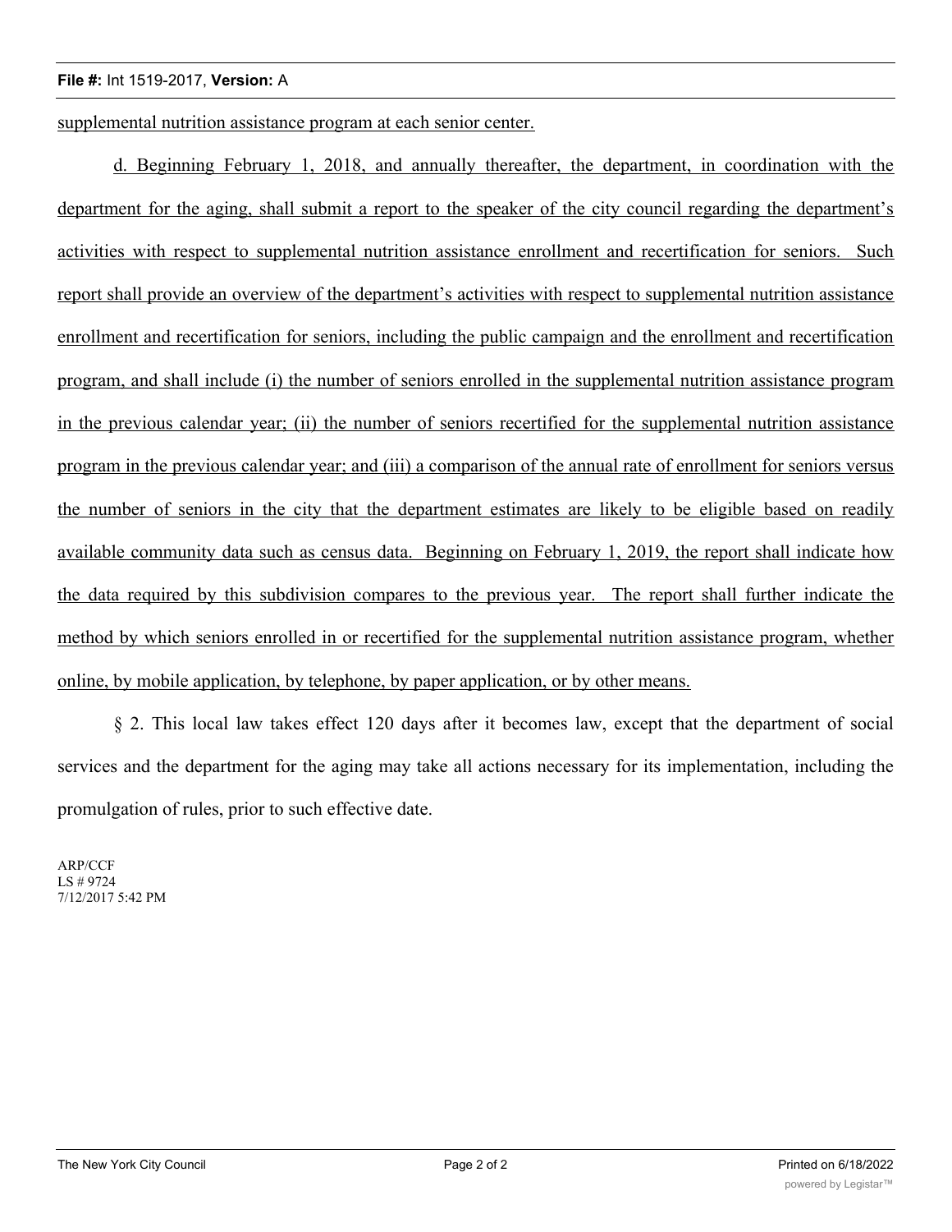supplemental nutrition assistance program at each senior center.

d. Beginning February 1, 2018, and annually thereafter, the department, in coordination with the department for the aging, shall submit a report to the speaker of the city council regarding the department's activities with respect to supplemental nutrition assistance enrollment and recertification for seniors. Such report shall provide an overview of the department's activities with respect to supplemental nutrition assistance enrollment and recertification for seniors, including the public campaign and the enrollment and recertification program, and shall include (i) the number of seniors enrolled in the supplemental nutrition assistance program in the previous calendar year; (ii) the number of seniors recertified for the supplemental nutrition assistance program in the previous calendar year; and (iii) a comparison of the annual rate of enrollment for seniors versus the number of seniors in the city that the department estimates are likely to be eligible based on readily available community data such as census data. Beginning on February 1, 2019, the report shall indicate how the data required by this subdivision compares to the previous year. The report shall further indicate the method by which seniors enrolled in or recertified for the supplemental nutrition assistance program, whether online, by mobile application, by telephone, by paper application, or by other means.

§ 2. This local law takes effect 120 days after it becomes law, except that the department of social services and the department for the aging may take all actions necessary for its implementation, including the promulgation of rules, prior to such effective date.

ARP/CCF
LS # 9724
7/12/2017 5:42 PM